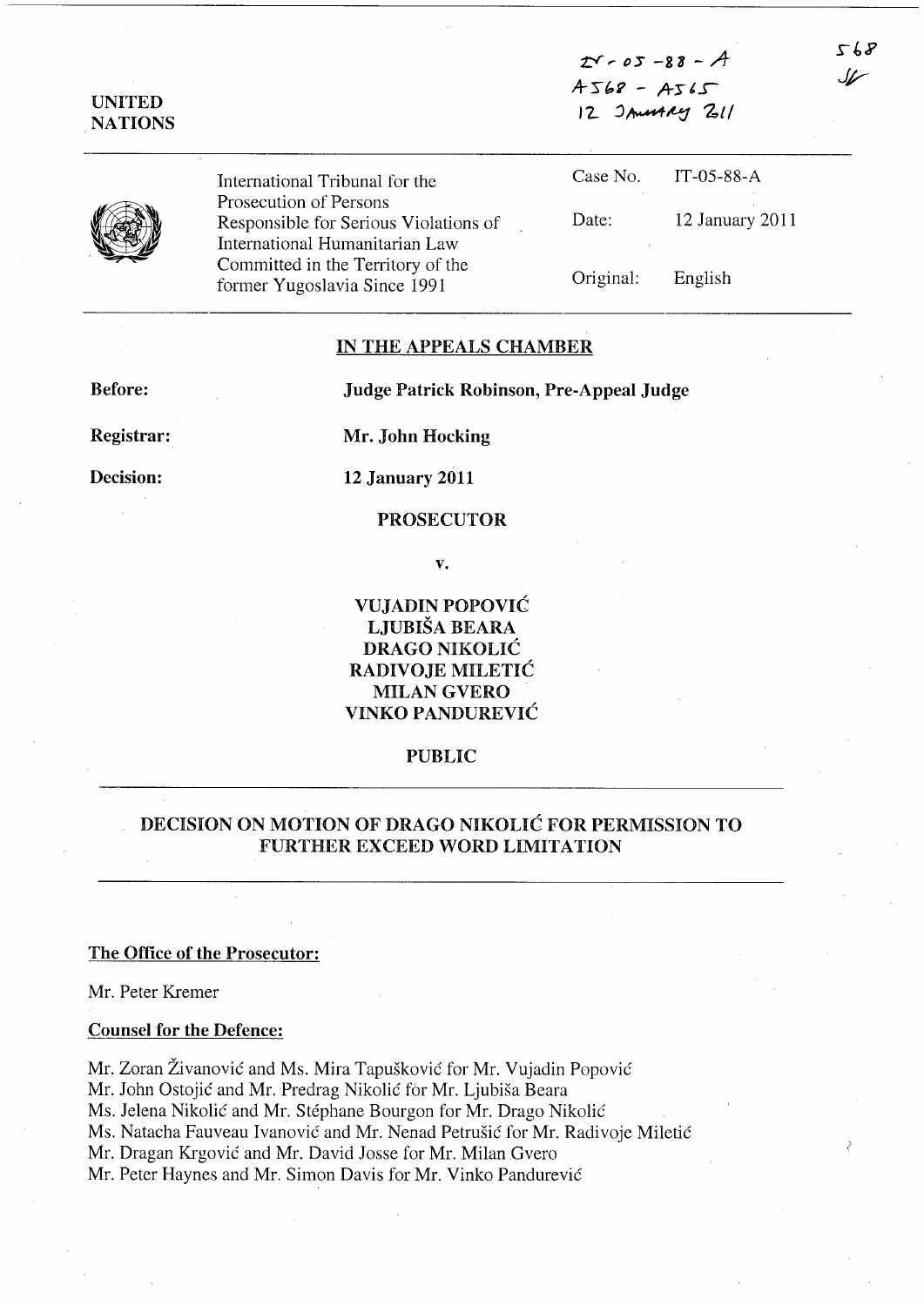IT-05-88-A
A568 - A565
12 January 2011

568

UNITED NATIONS

International Tribunal for the Prosecution of Persons Responsible for Serious Violations of International Humanitarian Law Committed in the Territory of the former Yugoslavia Since 1991

| | |
|---|---|
| Case No. | IT-05-88-A |
| Date: | 12 January 2011 |
| Original: | English |

## IN THE APPEALS CHAMBER

**Before:** **Judge Patrick Robinson, Pre-Appeal Judge**

**Registrar:** **Mr. John Hocking**

**Decision:** **12 January 2011**

**PROSECUTOR**

**v.**

**VUJADIN POPOVIĆ**
**LJUBIŠA BEARA**
**DRAGO NIKOLIĆ**
**RADIVOJE MILETIĆ**
**MILAN GVERO**
**VINKO PANDUREVIĆ**

**PUBLIC**

## DECISION ON MOTION OF DRAGO NIKOLIĆ FOR PERMISSION TO FURTHER EXCEED WORD LIMITATION

**The Office of the Prosecutor:**

Mr. Peter Kremer

**Counsel for the Defence:**

Mr. Zoran Živanović and Ms. Mira Tapušković for Mr. Vujadin Popović
Mr. John Ostojić and Mr. Predrag Nikolić for Mr. Ljubiša Beara
Ms. Jelena Nikolić and Mr. Stéphane Bourgon for Mr. Drago Nikolić
Ms. Natacha Fauveau Ivanović and Mr. Nenad Petrušić for Mr. Radivoje Miletić
Mr. Dragan Krgović and Mr. David Josse for Mr. Milan Gvero
Mr. Peter Haynes and Mr. Simon Davis for Mr. Vinko Pandurević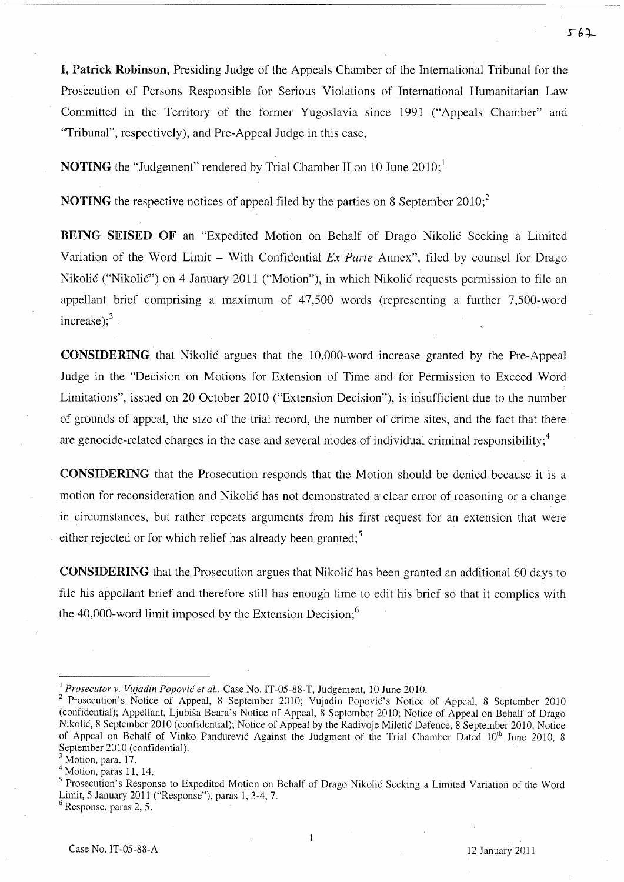**I, Patrick Robinson**, Presiding Judge of the Appeals Chamber of the International Tribunal for the Prosecution of Persons Responsible for Serious Violations of International Humanitarian Law Committed in the Territory of the former Yugoslavia since 1991 ("Appeals Chamber" and "Tribunal", respectively), and Pre-Appeal Judge in this case,

**NOTING** the "Judgement" rendered by Trial Chamber II on 10 June 2010;[1]

**NOTING** the respective notices of appeal filed by the parties on 8 September 2010;[2]

**BEING SEISED OF** an "Expedited Motion on Behalf of Drago Nikolić Seeking a Limited Variation of the Word Limit – With Confidential *Ex Parte* Annex", filed by counsel for Drago Nikolić ("Nikolić") on 4 January 2011 ("Motion"), in which Nikolić requests permission to file an appellant brief comprising a maximum of 47,500 words (representing a further 7,500-word increase);[3]

**CONSIDERING** that Nikolić argues that the 10,000-word increase granted by the Pre-Appeal Judge in the "Decision on Motions for Extension of Time and for Permission to Exceed Word Limitations", issued on 20 October 2010 ("Extension Decision"), is insufficient due to the number of grounds of appeal, the size of the trial record, the number of crime sites, and the fact that there are genocide-related charges in the case and several modes of individual criminal responsibility;[4]

**CONSIDERING** that the Prosecution responds that the Motion should be denied because it is a motion for reconsideration and Nikolić has not demonstrated a clear error of reasoning or a change in circumstances, but rather repeats arguments from his first request for an extension that were either rejected or for which relief has already been granted;[5]

**CONSIDERING** that the Prosecution argues that Nikolić has been granted an additional 60 days to file his appellant brief and therefore still has enough time to edit his brief so that it complies with the 40,000-word limit imposed by the Extension Decision;[6]

---

[1] *Prosecutor v. Vujadin Popović et al.*, Case No. IT-05-88-T, Judgement, 10 June 2010.

[2] Prosecution's Notice of Appeal, 8 September 2010; Vujadin Popović's Notice of Appeal, 8 September 2010 (confidential); Appellant, Ljubiša Beara's Notice of Appeal, 8 September 2010; Notice of Appeal on Behalf of Drago Nikolić, 8 September 2010 (confidential); Notice of Appeal by the Radivoje Miletić Defence, 8 September 2010; Notice of Appeal on Behalf of Vinko Pandurević Against the Judgment of the Trial Chamber Dated 10th June 2010, 8 September 2010 (confidential).

[3] Motion, para. 17.

[4] Motion, paras 11, 14.

[5] Prosecution's Response to Expedited Motion on Behalf of Drago Nikolić Seeking a Limited Variation of the Word Limit, 5 January 2011 ("Response"), paras 1, 3-4, 7.

[6] Response, paras 2, 5.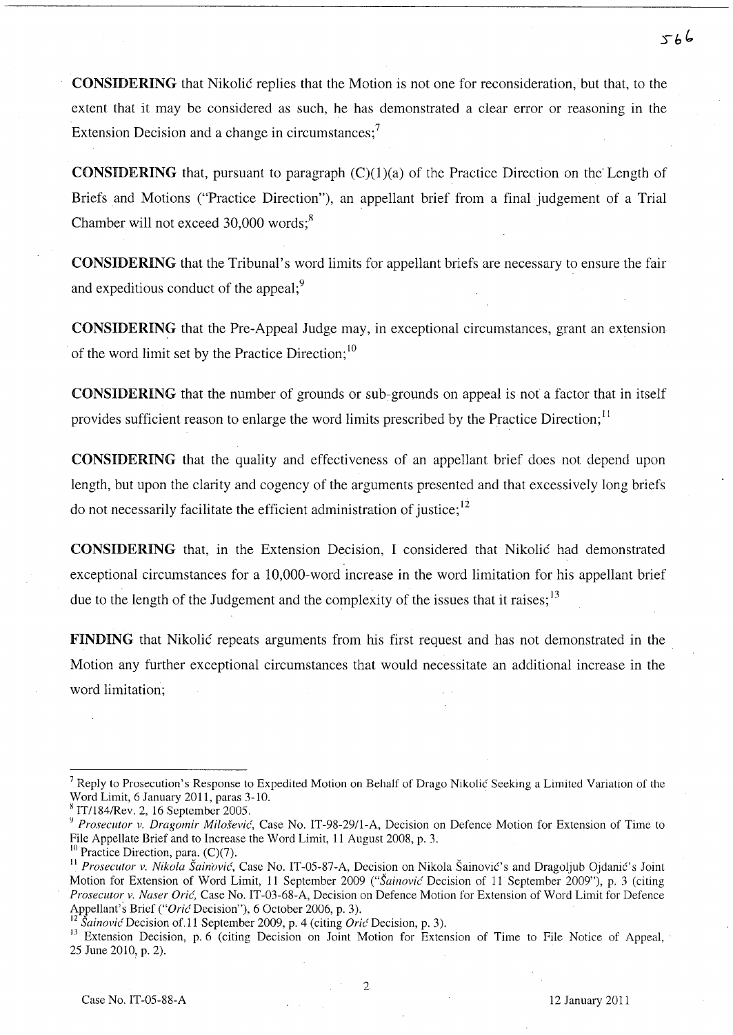**CONSIDERING** that Nikolić replies that the Motion is not one for reconsideration, but that, to the extent that it may be considered as such, he has demonstrated a clear error or reasoning in the Extension Decision and a change in circumstances;[7]

**CONSIDERING** that, pursuant to paragraph (C)(1)(a) of the Practice Direction on the Length of Briefs and Motions ("Practice Direction"), an appellant brief from a final judgement of a Trial Chamber will not exceed 30,000 words;[8]

**CONSIDERING** that the Tribunal's word limits for appellant briefs are necessary to ensure the fair and expeditious conduct of the appeal;[9]

**CONSIDERING** that the Pre-Appeal Judge may, in exceptional circumstances, grant an extension of the word limit set by the Practice Direction;[10]

**CONSIDERING** that the number of grounds or sub-grounds on appeal is not a factor that in itself provides sufficient reason to enlarge the word limits prescribed by the Practice Direction;[11]

**CONSIDERING** that the quality and effectiveness of an appellant brief does not depend upon length, but upon the clarity and cogency of the arguments presented and that excessively long briefs do not necessarily facilitate the efficient administration of justice;[12]

**CONSIDERING** that, in the Extension Decision, I considered that Nikolić had demonstrated exceptional circumstances for a 10,000-word increase in the word limitation for his appellant brief due to the length of the Judgement and the complexity of the issues that it raises;[13]

**FINDING** that Nikolić repeats arguments from his first request and has not demonstrated in the Motion any further exceptional circumstances that would necessitate an additional increase in the word limitation;

---

[7] Reply to Prosecution's Response to Expedited Motion on Behalf of Drago Nikolić Seeking a Limited Variation of the Word Limit, 6 January 2011, paras 3-10.

[8] IT/184/Rev. 2, 16 September 2005.

[9] *Prosecutor v. Dragomir Milošević*, Case No. IT-98-29/1-A, Decision on Defence Motion for Extension of Time to File Appellate Brief and to Increase the Word Limit, 11 August 2008, p. 3.

[10] Practice Direction, para. (C)(7).

[11] *Prosecutor v. Nikola Šainović*, Case No. IT-05-87-A, Decision on Nikola Šainović's and Dragoljub Ojdanić's Joint Motion for Extension of Word Limit, 11 September 2009 ("*Šainović* Decision of 11 September 2009"), p. 3 (citing *Prosecutor v. Naser Orić*, Case No. IT-03-68-A, Decision on Defence Motion for Extension of Word Limit for Defence Appellant's Brief ("*Orić* Decision"), 6 October 2006, p. 3).

[12] *Šainović* Decision of 11 September 2009, p. 4 (citing *Orić* Decision, p. 3).

[13] Extension Decision, p. 6 (citing Decision on Joint Motion for Extension of Time to File Notice of Appeal, 25 June 2010, p. 2).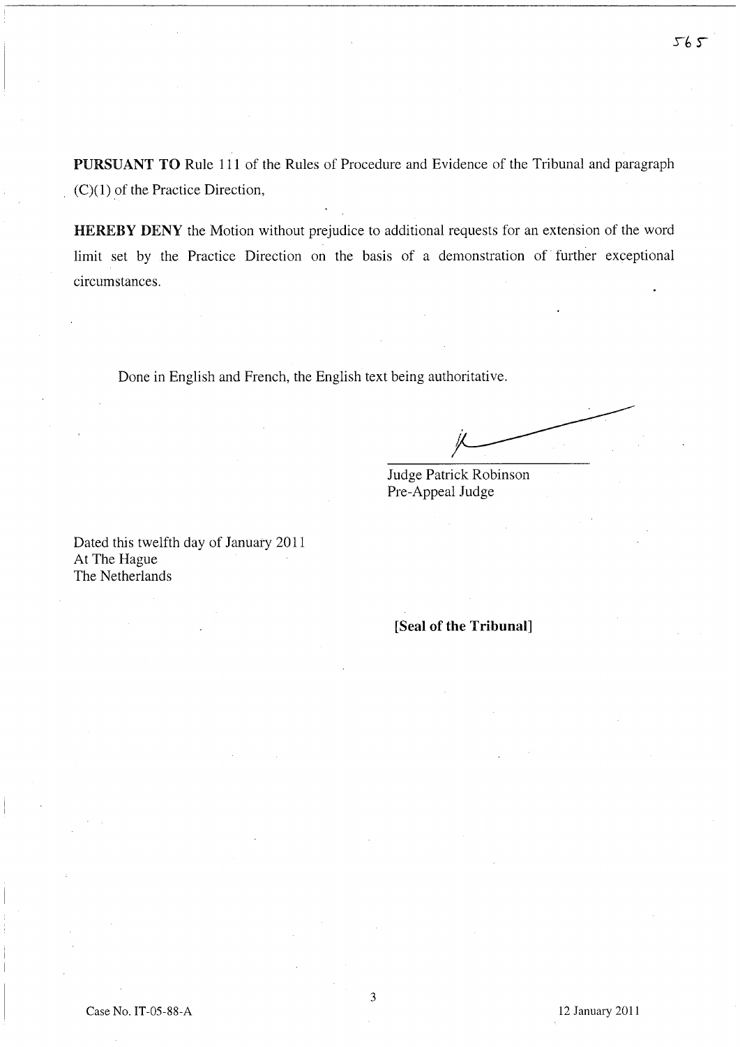**PURSUANT TO** Rule 111 of the Rules of Procedure and Evidence of the Tribunal and paragraph (C)(1) of the Practice Direction,

**HEREBY DENY** the Motion without prejudice to additional requests for an extension of the word limit set by the Practice Direction on the basis of a demonstration of further exceptional circumstances.

Done in English and French, the English text being authoritative.

Judge Patrick Robinson
Pre-Appeal Judge

Dated this twelfth day of January 2011
At The Hague
The Netherlands

**[Seal of the Tribunal]**